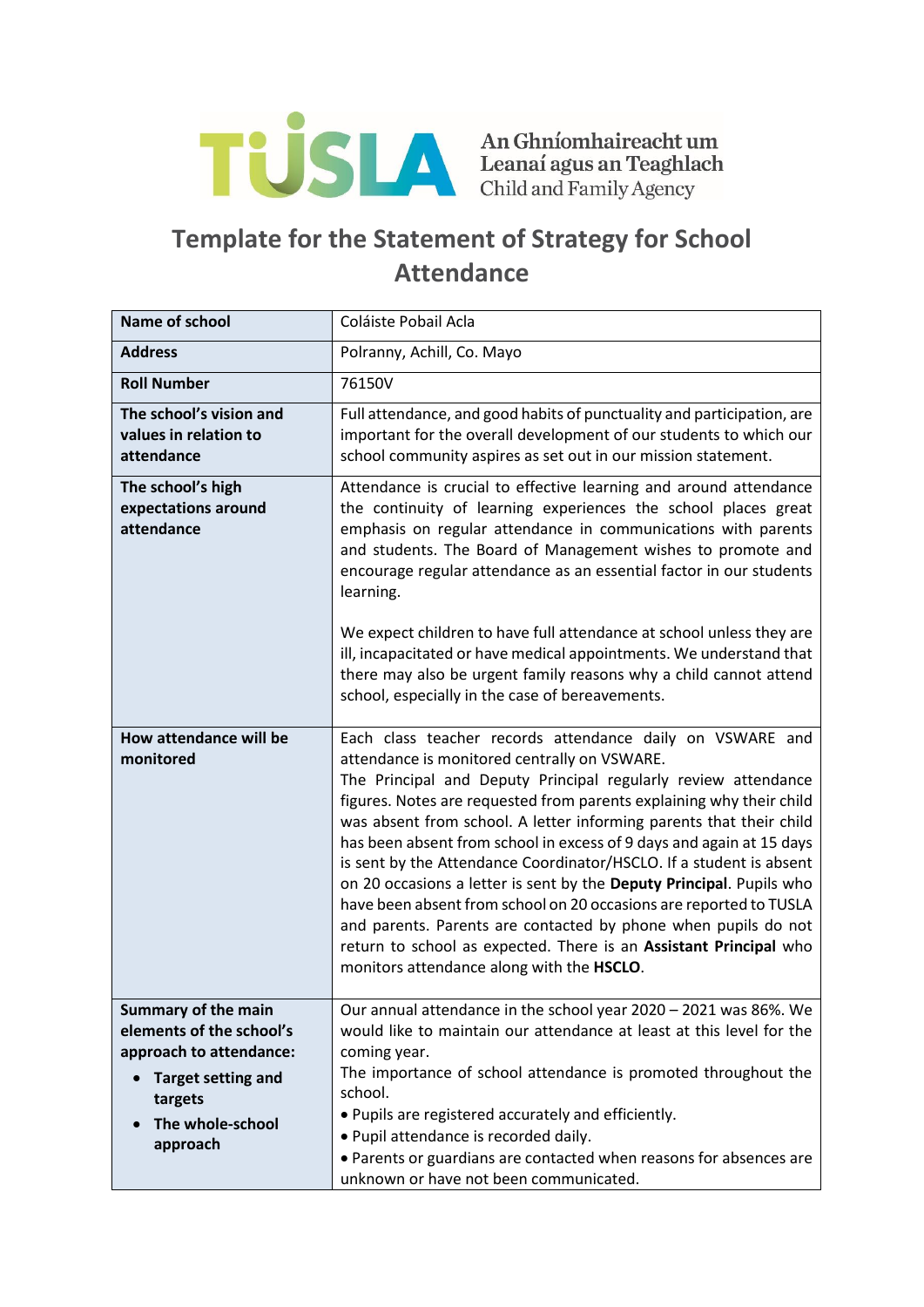TUSLA An Ghníomhaireacht um Leanaí agus an Teaghlach Child and Family Agency

# Template for the Statement of Strategy for School Attendance

| **Name of school** | Coláiste Pobail Acla |
|---|---|
| **Address** | Polranny, Achill, Co. Mayo |
| **Roll Number** | 76150V |
| **The school's vision and values in relation to attendance** | Full attendance, and good habits of punctuality and participation, are important for the overall development of our students to which our school community aspires as set out in our mission statement. |
| **The school's high expectations around attendance** | Attendance is crucial to effective learning and around attendance the continuity of learning experiences the school places great emphasis on regular attendance in communications with parents and students. The Board of Management wishes to promote and encourage regular attendance as an essential factor in our students learning.<br><br>We expect children to have full attendance at school unless they are ill, incapacitated or have medical appointments. We understand that there may also be urgent family reasons why a child cannot attend school, especially in the case of bereavements. |
| **How attendance will be monitored** | Each class teacher records attendance daily on VSWARE and attendance is monitored centrally on VSWARE.<br>The Principal and Deputy Principal regularly review attendance figures. Notes are requested from parents explaining why their child was absent from school. A letter informing parents that their child has been absent from school in excess of 9 days and again at 15 days is sent by the Attendance Coordinator/HSCLO. If a student is absent on 20 occasions a letter is sent by the **Deputy Principal**. Pupils who have been absent from school on 20 occasions are reported to TUSLA and parents. Parents are contacted by phone when pupils do not return to school as expected. There is an **Assistant Principal** who monitors attendance along with the **HSCLO**. |
| **Summary of the main elements of the school's approach to attendance:**<br>• **Target setting and targets**<br>• **The whole-school approach** | Our annual attendance in the school year 2020 – 2021 was 86%. We would like to maintain our attendance at least at this level for the coming year.<br>The importance of school attendance is promoted throughout the school.<br>• Pupils are registered accurately and efficiently.<br>• Pupil attendance is recorded daily.<br>• Parents or guardians are contacted when reasons for absences are unknown or have not been communicated. |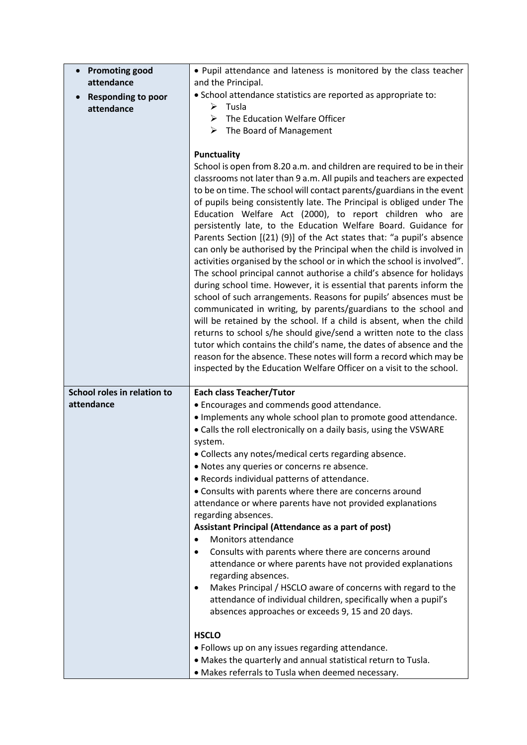| | |
|---|---|
| • **Promoting good attendance**<br>• **Responding to poor attendance** | • Pupil attendance and lateness is monitored by the class teacher and the Principal.<br>• School attendance statistics are reported as appropriate to:<br>➢ Tusla<br>➢ The Education Welfare Officer<br>➢ The Board of Management<br><br>**Punctuality**<br>School is open from 8.20 a.m. and children are required to be in their classrooms not later than 9 a.m. All pupils and teachers are expected to be on time. The school will contact parents/guardians in the event of pupils being consistently late. The Principal is obliged under The Education Welfare Act (2000), to report children who are persistently late, to the Education Welfare Board. Guidance for Parents Section [(21) (9)] of the Act states that: "a pupil's absence can only be authorised by the Principal when the child is involved in activities organised by the school or in which the school is involved". The school principal cannot authorise a child's absence for holidays during school time. However, it is essential that parents inform the school of such arrangements. Reasons for pupils' absences must be communicated in writing, by parents/guardians to the school and will be retained by the school. If a child is absent, when the child returns to school s/he should give/send a written note to the class tutor which contains the child's name, the dates of absence and the reason for the absence. These notes will form a record which may be inspected by the Education Welfare Officer on a visit to the school. |
| **School roles in relation to attendance** | **Each class Teacher/Tutor**<br>• Encourages and commends good attendance.<br>• Implements any whole school plan to promote good attendance.<br>• Calls the roll electronically on a daily basis, using the VSWARE system.<br>• Collects any notes/medical certs regarding absence.<br>• Notes any queries or concerns re absence.<br>• Records individual patterns of attendance.<br>• Consults with parents where there are concerns around attendance or where parents have not provided explanations regarding absences.<br>**Assistant Principal (Attendance as a part of post)**<br>• Monitors attendance<br>• Consults with parents where there are concerns around attendance or where parents have not provided explanations regarding absences.<br>• Makes Principal / HSCLO aware of concerns with regard to the attendance of individual children, specifically when a pupil's absences approaches or exceeds 9, 15 and 20 days.<br><br>**HSCLO**<br>• Follows up on any issues regarding attendance.<br>• Makes the quarterly and annual statistical return to Tusla.<br>• Makes referrals to Tusla when deemed necessary. |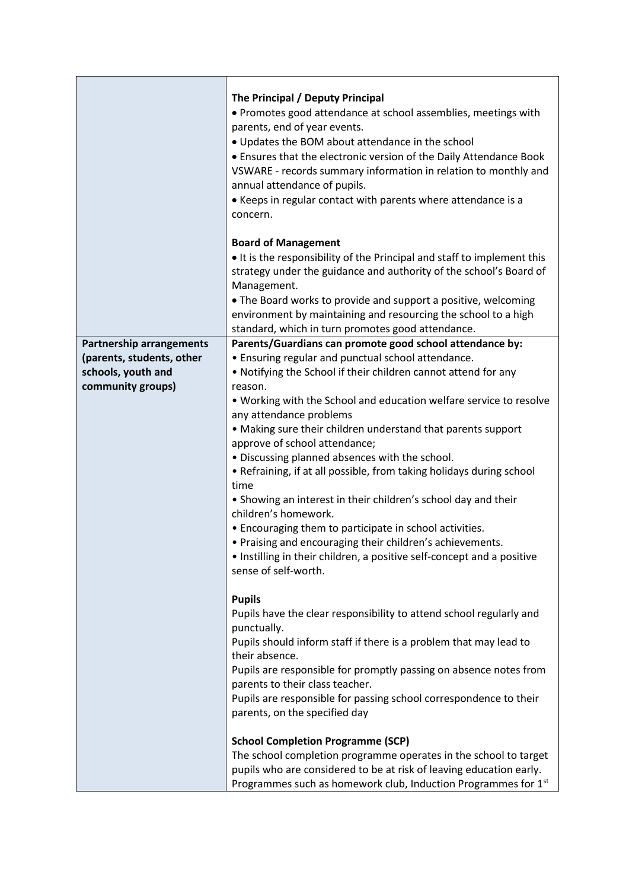| | |
|---|---|
| | **The Principal / Deputy Principal**<br>• Promotes good attendance at school assemblies, meetings with parents, end of year events.<br>• Updates the BOM about attendance in the school<br>• Ensures that the electronic version of the Daily Attendance Book VSWARE - records summary information in relation to monthly and annual attendance of pupils.<br>• Keeps in regular contact with parents where attendance is a concern.<br><br>**Board of Management**<br>• It is the responsibility of the Principal and staff to implement this strategy under the guidance and authority of the school's Board of Management.<br>• The Board works to provide and support a positive, welcoming environment by maintaining and resourcing the school to a high standard, which in turn promotes good attendance. |
| **Partnership arrangements (parents, students, other schools, youth and community groups)** | **Parents/Guardians can promote good school attendance by:**<br>• Ensuring regular and punctual school attendance.<br>• Notifying the School if their children cannot attend for any reason.<br>• Working with the School and education welfare service to resolve any attendance problems<br>• Making sure their children understand that parents support approve of school attendance;<br>• Discussing planned absences with the school.<br>• Refraining, if at all possible, from taking holidays during school time<br>• Showing an interest in their children's school day and their children's homework.<br>• Encouraging them to participate in school activities.<br>• Praising and encouraging their children's achievements.<br>• Instilling in their children, a positive self-concept and a positive sense of self-worth.<br><br>**Pupils**<br>Pupils have the clear responsibility to attend school regularly and punctually.<br>Pupils should inform staff if there is a problem that may lead to their absence.<br>Pupils are responsible for promptly passing on absence notes from parents to their class teacher.<br>Pupils are responsible for passing school correspondence to their parents, on the specified day<br><br>**School Completion Programme (SCP)**<br>The school completion programme operates in the school to target pupils who are considered to be at risk of leaving education early. Programmes such as homework club, Induction Programmes for 1st |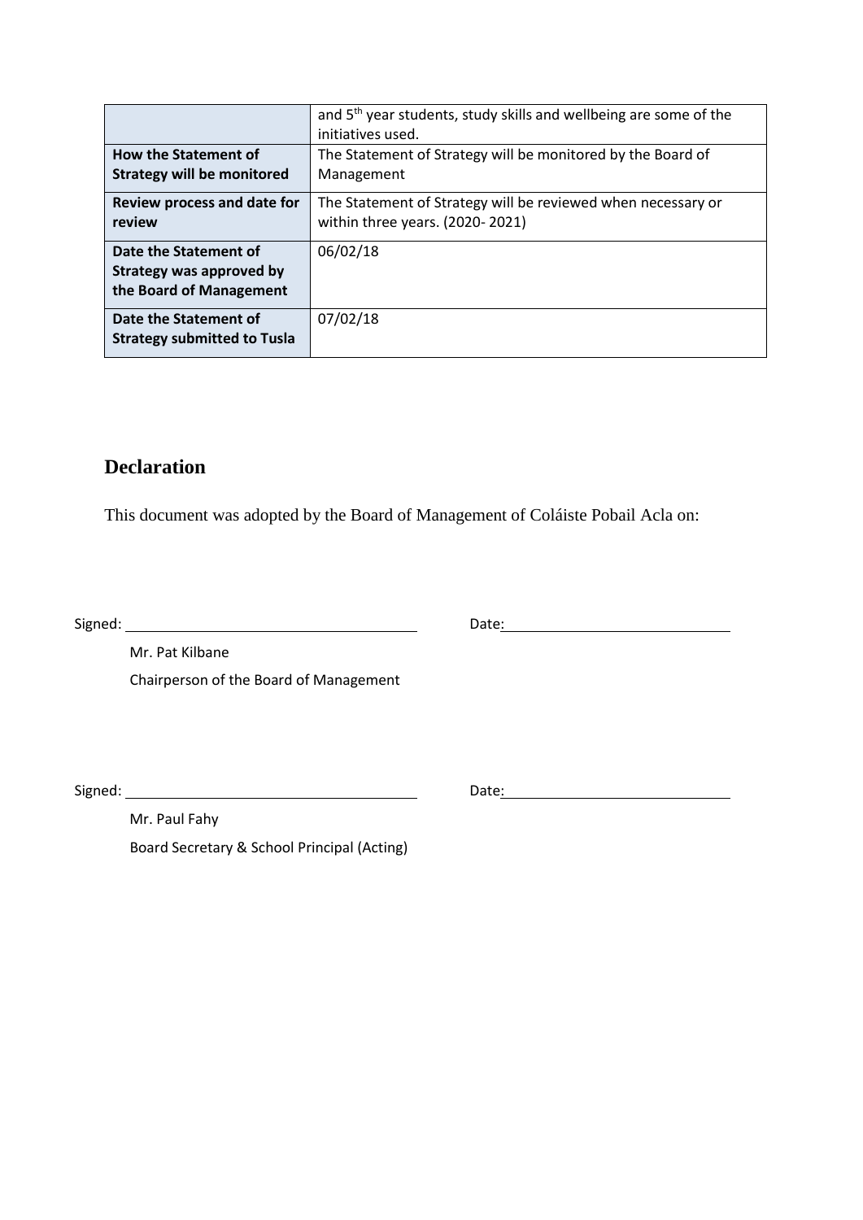| | |
|---|---|
| | and 5th year students, study skills and wellbeing are some of the initiatives used. |
| **How the Statement of Strategy will be monitored** | The Statement of Strategy will be monitored by the Board of Management |
| **Review process and date for review** | The Statement of Strategy will be reviewed when necessary or within three years. (2020- 2021) |
| **Date the Statement of Strategy was approved by the Board of Management** | 06/02/18 |
| **Date the Statement of Strategy submitted to Tusla** | 07/02/18 |

## Declaration

This document was adopted by the Board of Management of Coláiste Pobail Acla on:

Signed: ______________________ Date: ______________________

Mr. Pat Kilbane

Chairperson of the Board of Management

Signed: ______________________ Date: ______________________

Mr. Paul Fahy

Board Secretary & School Principal (Acting)